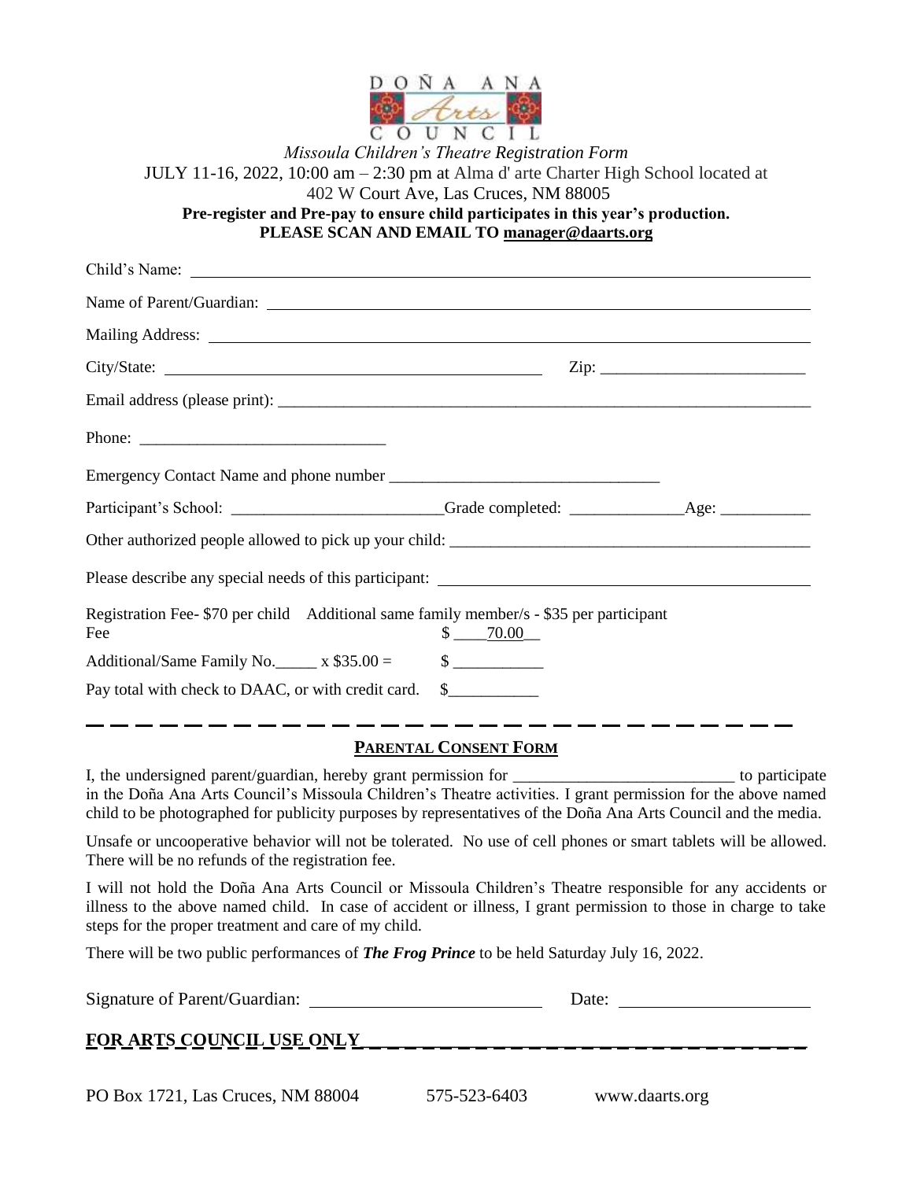DOÑA ANA Arts COUNCIL

*Missoula Children's Theatre Registration Form*

JULY 11-16, 2022, 10:00 am – 2:30 pm at Alma d' arte Charter High School located at 402 W Court Ave, Las Cruces, NM 88005

**Pre-register and Pre-pay to ensure child participates in this year's production.**

**PLEASE SCAN AND EMAIL TO manager@daarts.org**

Child's Name: ____________________

Name of Parent/Guardian: ____________________

Mailing Address: ____________________

City/State: ____________________ Zip: ____________________

Email address (please print): ____________________

Phone: ____________________

Emergency Contact Name and phone number ____________________

Participant's School: ____________________ Grade completed: ______________ Age: ___________

Other authorized people allowed to pick up your child: ____________________

Please describe any special needs of this participant: ____________________

Registration Fee- $70 per child Additional same family member/s - $35 per participant

Fee $ ____70.00__

Additional/Same Family No._____ x $35.00 = $ ___________

Pay total with check to DAAC, or with credit card. $___________

---

## PARENTAL CONSENT FORM

I, the undersigned parent/guardian, hereby grant permission for ___________________________ to participate in the Doña Ana Arts Council's Missoula Children's Theatre activities. I grant permission for the above named child to be photographed for publicity purposes by representatives of the Doña Ana Arts Council and the media.

Unsafe or uncooperative behavior will not be tolerated. No use of cell phones or smart tablets will be allowed. There will be no refunds of the registration fee.

I will not hold the Doña Ana Arts Council or Missoula Children's Theatre responsible for any accidents or illness to the above named child. In case of accident or illness, I grant permission to those in charge to take steps for the proper treatment and care of my child.

There will be two public performances of ***The Frog Prince*** to be held Saturday July 16, 2022.

Signature of Parent/Guardian: ____________________ Date: ____________________

**FOR ARTS COUNCIL USE ONLY**

PO Box 1721, Las Cruces, NM 88004 575-523-6403 www.daarts.org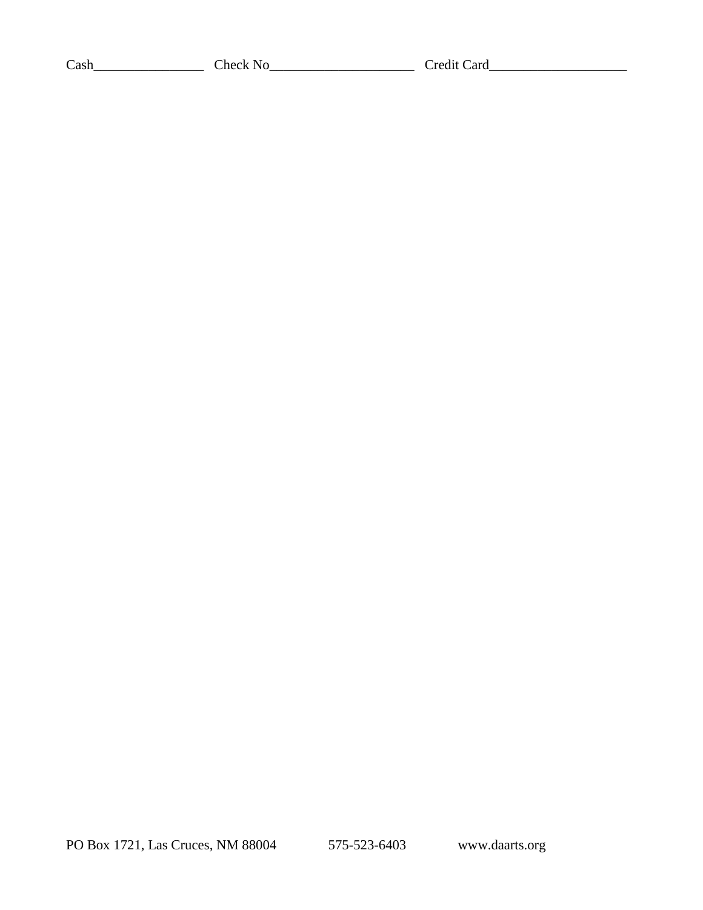Cash________________ Check No_____________________ Credit Card___________________

PO Box 1721, Las Cruces, NM 88004 575-523-6403 www.daarts.org